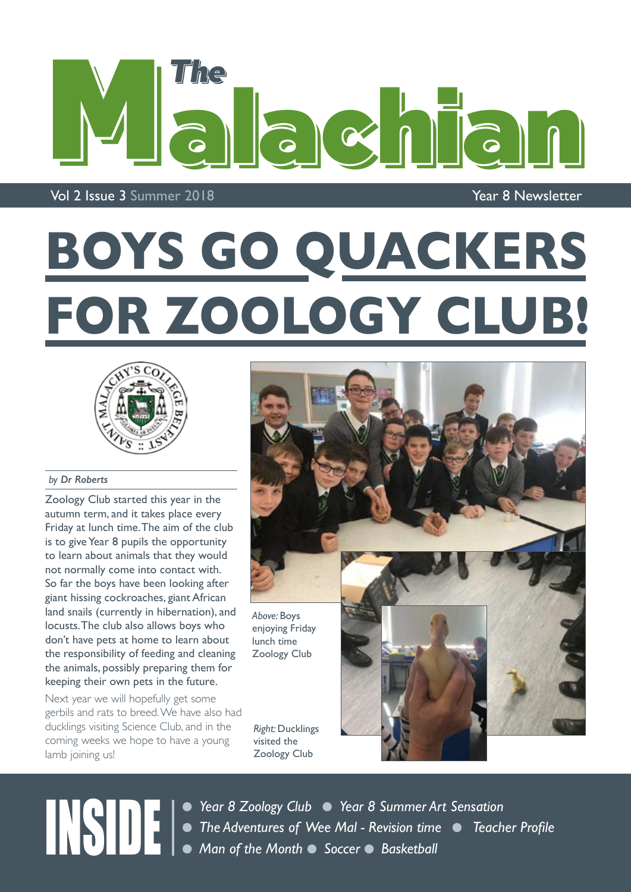# The Malachian

Vol 2 Issue 3 Summer 2018 | Year 8 Newsletter

# BOYS GO QUACKERS FOR ZOOLOGY CLUB!

*by Dr Roberts*

Zoology Club started this year in the autumn term, and it takes place every Friday at lunch time. The aim of the club is to give Year 8 pupils the opportunity to learn about animals that they would not normally come into contact with. So far the boys have been looking after giant hissing cockroaches, giant African land snails (currently in hibernation), and locusts. The club also allows boys who don't have pets at home to learn about the responsibility of feeding and cleaning the animals, possibly preparing them for keeping their own pets in the future.

Next year we will hopefully get some gerbils and rats to breed. We have also had ducklings visiting Science Club, and in the coming weeks we hope to have a young lamb joining us!

*Above:* Boys enjoying Friday lunch time Zoology Club

*Right:* Ducklings visited the Zoology Club

## INSIDE

- *Year 8 Zoology Club*
- *Year 8 Summer Art Sensation*
- *The Adventures of Wee Mal - Revision time*
- *Teacher Profile*
- *Man of the Month*
- *Soccer*
- *Basketball*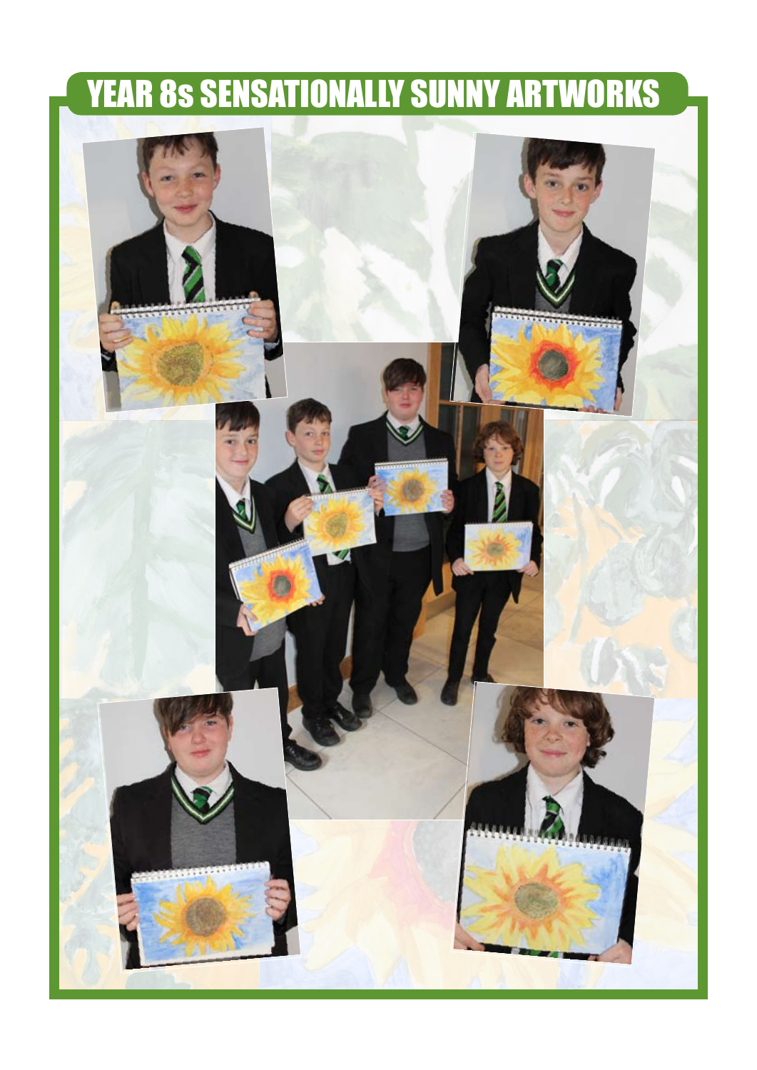# YEAR 8s SENSATIONALLY SUNNY ARTWORKS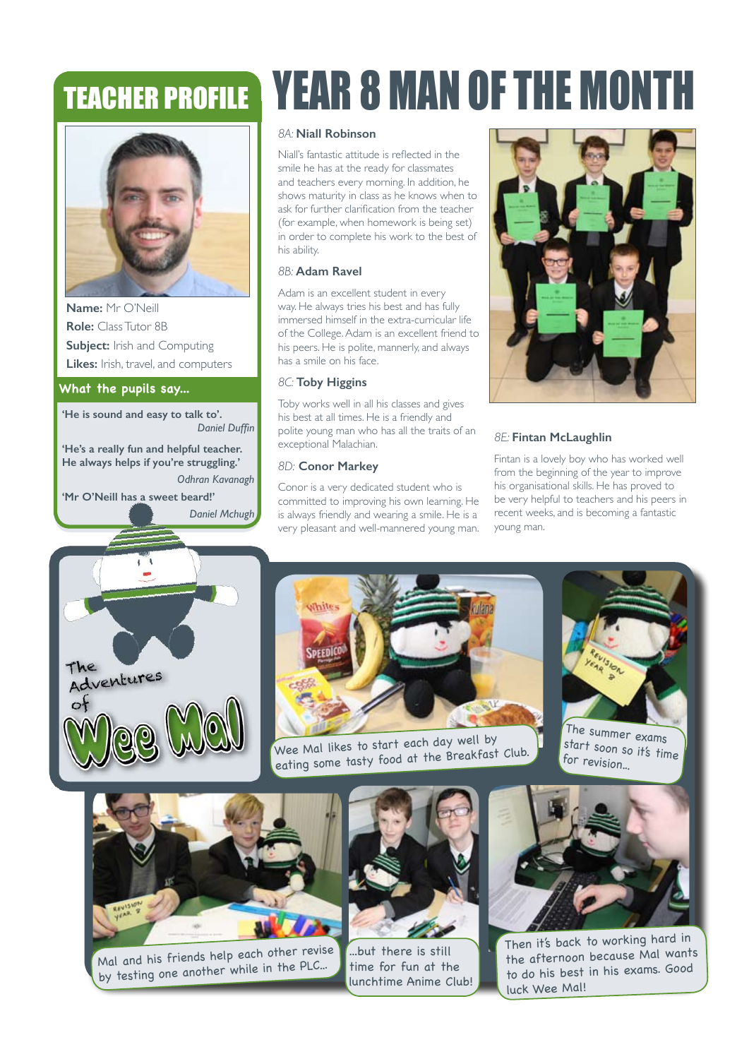## TEACHER PROFILE

**Name:** Mr O'Neill
**Role:** Class Tutor 8B
**Subject:** Irish and Computing
**Likes:** Irish, travel, and computers

### What the pupils say...

**'He is sound and easy to talk to'.**
*Daniel Duffin*

**'He's a really fun and helpful teacher. He always helps if you're struggling.'**
*Odhran Kavanagh*

**'Mr O'Neill has a sweet beard!'**
*Daniel Mchugh*

# YEAR 8 MAN OF THE MONTH

### *8A:* Niall Robinson

Niall's fantastic attitude is reflected in the smile he has at the ready for classmates and teachers every morning. In addition, he shows maturity in class as he knows when to ask for further clarification from the teacher (for example, when homework is being set) in order to complete his work to the best of his ability.

### *8B:* Adam Ravel

Adam is an excellent student in every way. He always tries his best and has fully immersed himself in the extra-curricular life of the College. Adam is an excellent friend to his peers. He is polite, mannerly, and always has a smile on his face.

### *8C:* Toby Higgins

Toby works well in all his classes and gives his best at all times. He is a friendly and polite young man who has all the traits of an exceptional Malachian.

### *8D:* Conor Markey

Conor is a very dedicated student who is committed to improving his own learning. He is always friendly and wearing a smile. He is a very pleasant and well-mannered young man.

### *8E:* Fintan McLaughlin

Fintan is a lovely boy who has worked well from the beginning of the year to improve his organisational skills. He has proved to be very helpful to teachers and his peers in recent weeks, and is becoming a fantastic young man.

## The Adventures of Wee Mal

Wee Mal likes to start each day well by eating some tasty food at the Breakfast Club.

The summer exams start soon so it's time for revision...

Mal and his friends help each other revise by testing one another while in the PLC...

...but there is still time for fun at the lunchtime Anime Club!

Then it's back to working hard in the afternoon because Mal wants to do his best in his exams. Good luck Wee Mal!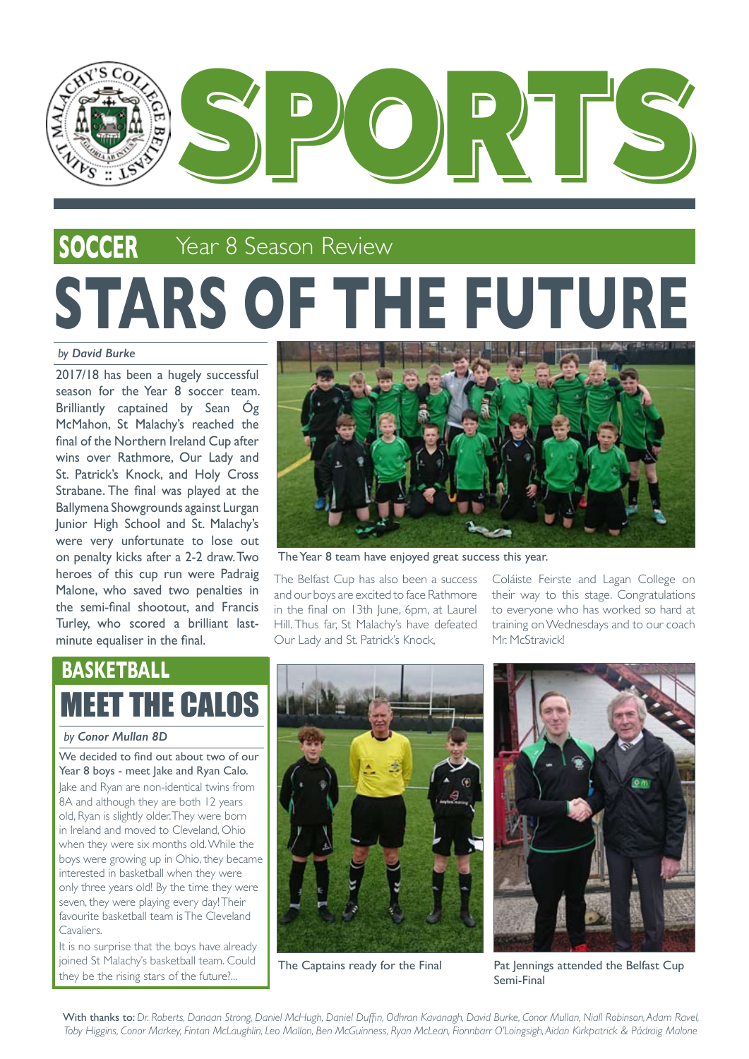# SPORTS

## SOCCER Year 8 Season Review

# STARS OF THE FUTURE

*by David Burke*

2017/18 has been a hugely successful season for the Year 8 soccer team. Brilliantly captained by Sean Óg McMahon, St Malachy's reached the final of the Northern Ireland Cup after wins over Rathmore, Our Lady and St. Patrick's Knock, and Holy Cross Strabane. The final was played at the Ballymena Showgrounds against Lurgan Junior High School and St. Malachy's were very unfortunate to lose out on penalty kicks after a 2-2 draw. Two heroes of this cup run were Padraig Malone, who saved two penalties in the semi-final shootout, and Francis Turley, who scored a brilliant last-minute equaliser in the final.

The Year 8 team have enjoyed great success this year.

The Belfast Cup has also been a success and our boys are excited to face Rathmore in the final on 13th June, 6pm, at Laurel Hill. Thus far, St Malachy's have defeated Our Lady and St. Patrick's Knock, Coláiste Feirste and Lagan College on their way to this stage. Congratulations to everyone who has worked so hard at training on Wednesdays and to our coach Mr. McStravick!

The Captains ready for the Final

Pat Jennings attended the Belfast Cup Semi-Final

## BASKETBALL

# MEET THE CALOS

*by Conor Mullan 8D*

We decided to find out about two of our Year 8 boys - meet Jake and Ryan Calo.

Jake and Ryan are non-identical twins from 8A and although they are both 12 years old, Ryan is slightly older. They were born in Ireland and moved to Cleveland, Ohio when they were six months old. While the boys were growing up in Ohio, they became interested in basketball when they were only three years old! By the time they were seven, they were playing every day! Their favourite basketball team is The Cleveland Cavaliers.

It is no surprise that the boys have already joined St Malachy's basketball team. Could they be the rising stars of the future?...

With thanks to: *Dr. Roberts, Danaan Strong, Daniel McHugh, Daniel Duffin, Odhran Kavanagh, David Burke, Conor Mullan, Niall Robinson, Adam Ravel, Toby Higgins, Conor Markey, Fintan McLaughlin, Leo Mallon, Ben McGuinness, Ryan McLean, Fionnbarr O'Loingsigh, Aidan Kirkpatrick & Pádraig Malone*